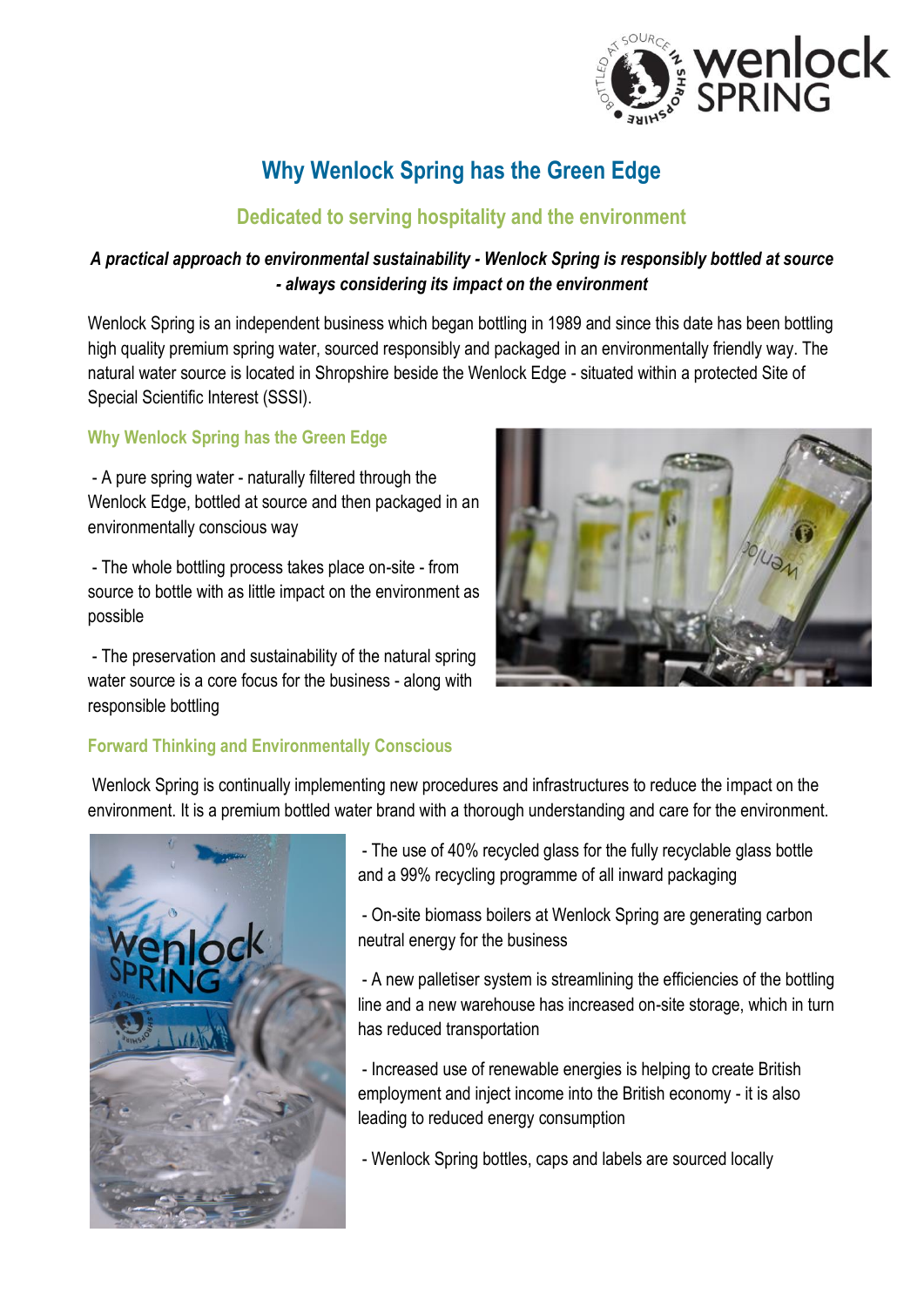# Why Wenlock Spring has the Green Edge

## Dedicated to serving hospitality and the environment

***A practical approach to environmental sustainability - Wenlock Spring is responsibly bottled at source - always considering its impact on the environment***

Wenlock Spring is an independent business which began bottling in 1989 and since this date has been bottling high quality premium spring water, sourced responsibly and packaged in an environmentally friendly way. The natural water source is located in Shropshire beside the Wenlock Edge - situated within a protected Site of Special Scientific Interest (SSSI).

### Why Wenlock Spring has the Green Edge

- A pure spring water - naturally filtered through the Wenlock Edge, bottled at source and then packaged in an environmentally conscious way
- The whole bottling process takes place on-site - from source to bottle with as little impact on the environment as possible
- The preservation and sustainability of the natural spring water source is a core focus for the business - along with responsible bottling

### Forward Thinking and Environmentally Conscious

Wenlock Spring is continually implementing new procedures and infrastructures to reduce the impact on the environment. It is a premium bottled water brand with a thorough understanding and care for the environment.

- The use of 40% recycled glass for the fully recyclable glass bottle and a 99% recycling programme of all inward packaging
- On-site biomass boilers at Wenlock Spring are generating carbon neutral energy for the business
- A new palletiser system is streamlining the efficiencies of the bottling line and a new warehouse has increased on-site storage, which in turn has reduced transportation
- Increased use of renewable energies is helping to create British employment and inject income into the British economy - it is also leading to reduced energy consumption
- Wenlock Spring bottles, caps and labels are sourced locally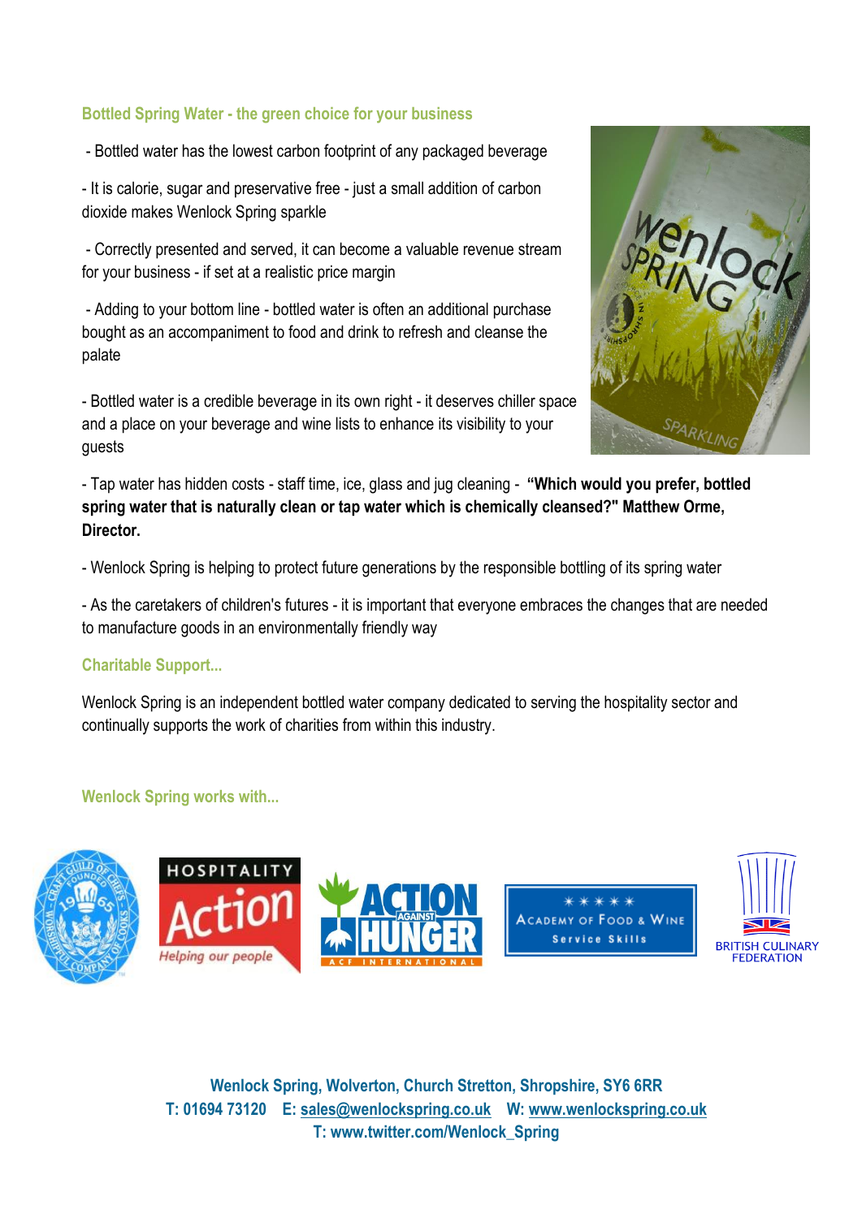## Bottled Spring Water - the green choice for your business

- Bottled water has the lowest carbon footprint of any packaged beverage

- It is calorie, sugar and preservative free - just a small addition of carbon dioxide makes Wenlock Spring sparkle

- Correctly presented and served, it can become a valuable revenue stream for your business - if set at a realistic price margin

- Adding to your bottom line - bottled water is often an additional purchase bought as an accompaniment to food and drink to refresh and cleanse the palate

- Bottled water is a credible beverage in its own right - it deserves chiller space and a place on your beverage and wine lists to enhance its visibility to your guests

- Tap water has hidden costs - staff time, ice, glass and jug cleaning - **"Which would you prefer, bottled spring water that is naturally clean or tap water which is chemically cleansed?" Matthew Orme, Director.**

- Wenlock Spring is helping to protect future generations by the responsible bottling of its spring water

- As the caretakers of children's futures - it is important that everyone embraces the changes that are needed to manufacture goods in an environmentally friendly way

## Charitable Support...

Wenlock Spring is an independent bottled water company dedicated to serving the hospitality sector and continually supports the work of charities from within this industry.

## Wenlock Spring works with...

**Wenlock Spring, Wolverton, Church Stretton, Shropshire, SY6 6RR**
**T: 01694 73120 E: sales@wenlockspring.co.uk W: www.wenlockspring.co.uk**
**T: www.twitter.com/Wenlock_Spring**